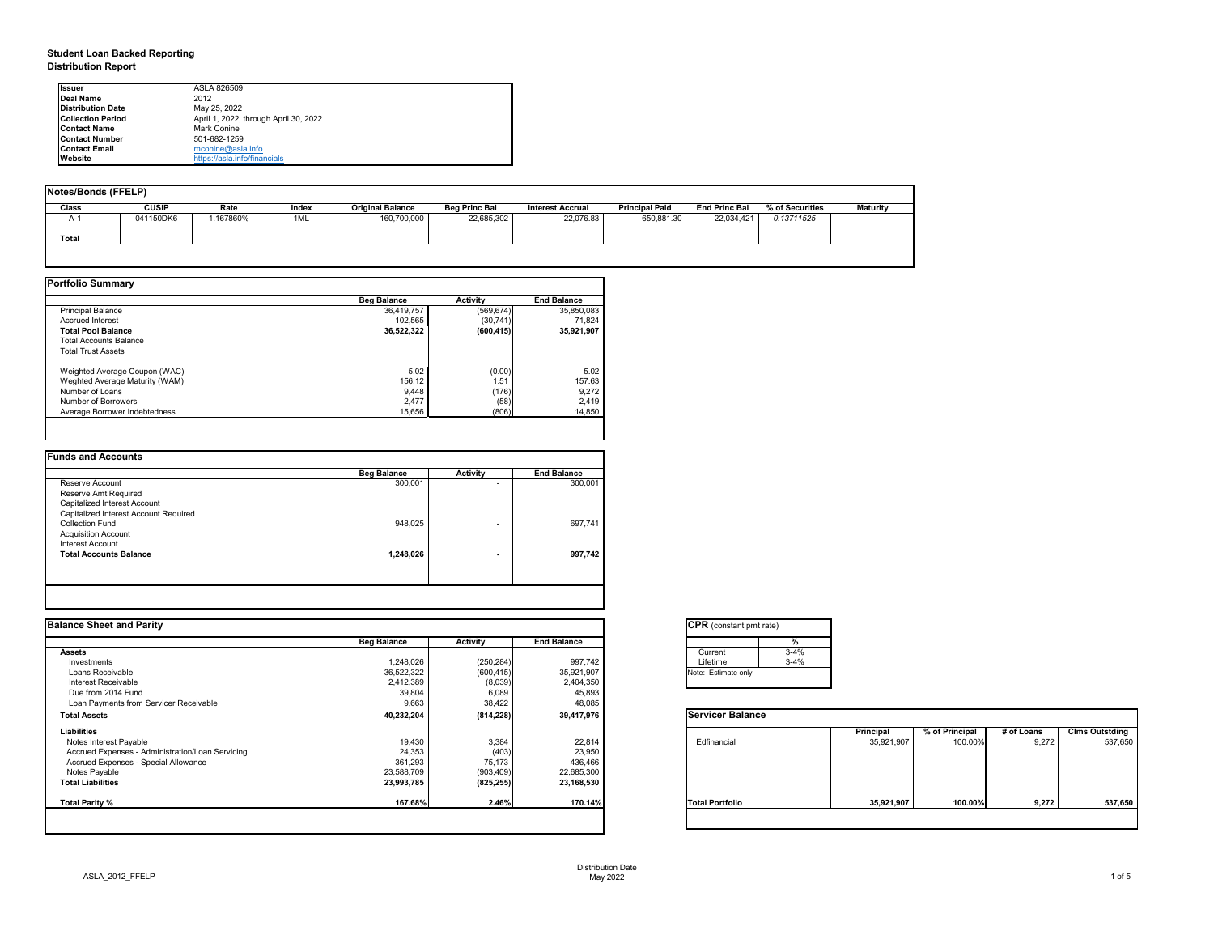**Student Loan Backed Reporting**
**Distribution Report**

| | |
|---|---|
| **Issuer** | ASLA 826509 |
| **Deal Name** | 2012 |
| **Distribution Date** | May 25, 2022 |
| **Collection Period** | April 1, 2022, through April 30, 2022 |
| **Contact Name** | Mark Conine |
| **Contact Number** | 501-682-1259 |
| **Contact Email** | mconine@asla.info |
| **Website** | https://asla.info/financials |

**Notes/Bonds (FFELP)**

| Class | CUSIP | Rate | Index | Original Balance | Beg Princ Bal | Interest Accrual | Principal Paid | End Princ Bal | % of Securities | Maturity |
|---|---|---|---|---|---|---|---|---|---|---|
| A-1 | 041150DK6 | 1.167860% | 1ML | 160,700,000 | 22,685,302 | 22,076.83 | 650,881.30 | 22,034,421 | 0.13711525 | |
| **Total** | | | | | | | | | | |

**Portfolio Summary**

| | Beg Balance | Activity | End Balance |
|---|---|---|---|
| Principal Balance | 36,419,757 | (569,674) | 35,850,083 |
| Accrued Interest | 102,565 | (30,741) | 71,824 |
| **Total Pool Balance** | **36,522,322** | **(600,415)** | **35,921,907** |
| Total Accounts Balance | | | |
| Total Trust Assets | | | |
| | | | |
| Weighted Average Coupon (WAC) | 5.02 | (0.00) | 5.02 |
| Weghted Average Maturity (WAM) | 156.12 | 1.51 | 157.63 |
| Number of Loans | 9,448 | (176) | 9,272 |
| Number of Borrowers | 2,477 | (58) | 2,419 |
| Average Borrower Indebtedness | 15,656 | (806) | 14,850 |

**Funds and Accounts**

| | Beg Balance | Activity | End Balance |
|---|---|---|---|
| Reserve Account | 300,001 | - | 300,001 |
| Reserve Amt Required | | | |
| Capitalized Interest Account | | | |
| Capitalized Interest Account Required | | | |
| Collection Fund | 948,025 | - | 697,741 |
| Acquisition Account | | | |
| Interest Account | | | |
| **Total Accounts Balance** | **1,248,026** | **-** | **997,742** |

**Balance Sheet and Parity**

| | Beg Balance | Activity | End Balance |
|---|---|---|---|
| **Assets** | | | |
| Investments | 1,248,026 | (250,284) | 997,742 |
| Loans Receivable | 36,522,322 | (600,415) | 35,921,907 |
| Interest Receivable | 2,412,389 | (8,039) | 2,404,350 |
| Due from 2014 Fund | 39,804 | 6,089 | 45,893 |
| Loan Payments from Servicer Receivable | 9,663 | 38,422 | 48,085 |
| **Total Assets** | **40,232,204** | **(814,228)** | **39,417,976** |
| **Liabilities** | | | |
| Notes Interest Payable | 19,430 | 3,384 | 22,814 |
| Accrued Expenses - Administration/Loan Servicing | 24,353 | (403) | 23,950 |
| Accrued Expenses - Special Allowance | 361,293 | 75,173 | 436,466 |
| Notes Payable | 23,588,709 | (903,409) | 22,685,300 |
| **Total Liabilities** | **23,993,785** | **(825,255)** | **23,168,530** |
| **Total Parity %** | **167.68%** | **2.46%** | **170.14%** |

**CPR** (constant pmt rate)

| | % |
|---|---|
| Current | 3-4% |
| Lifetime | 3-4% |

Note: Estimate only

**Servicer Balance**

| | Principal | % of Principal | # of Loans | Clms Outstding |
|---|---|---|---|---|
| Edfinancial | 35,921,907 | 100.00% | 9,272 | 537,650 |
| **Total Portfolio** | **35,921,907** | **100.00%** | **9,272** | **537,650** |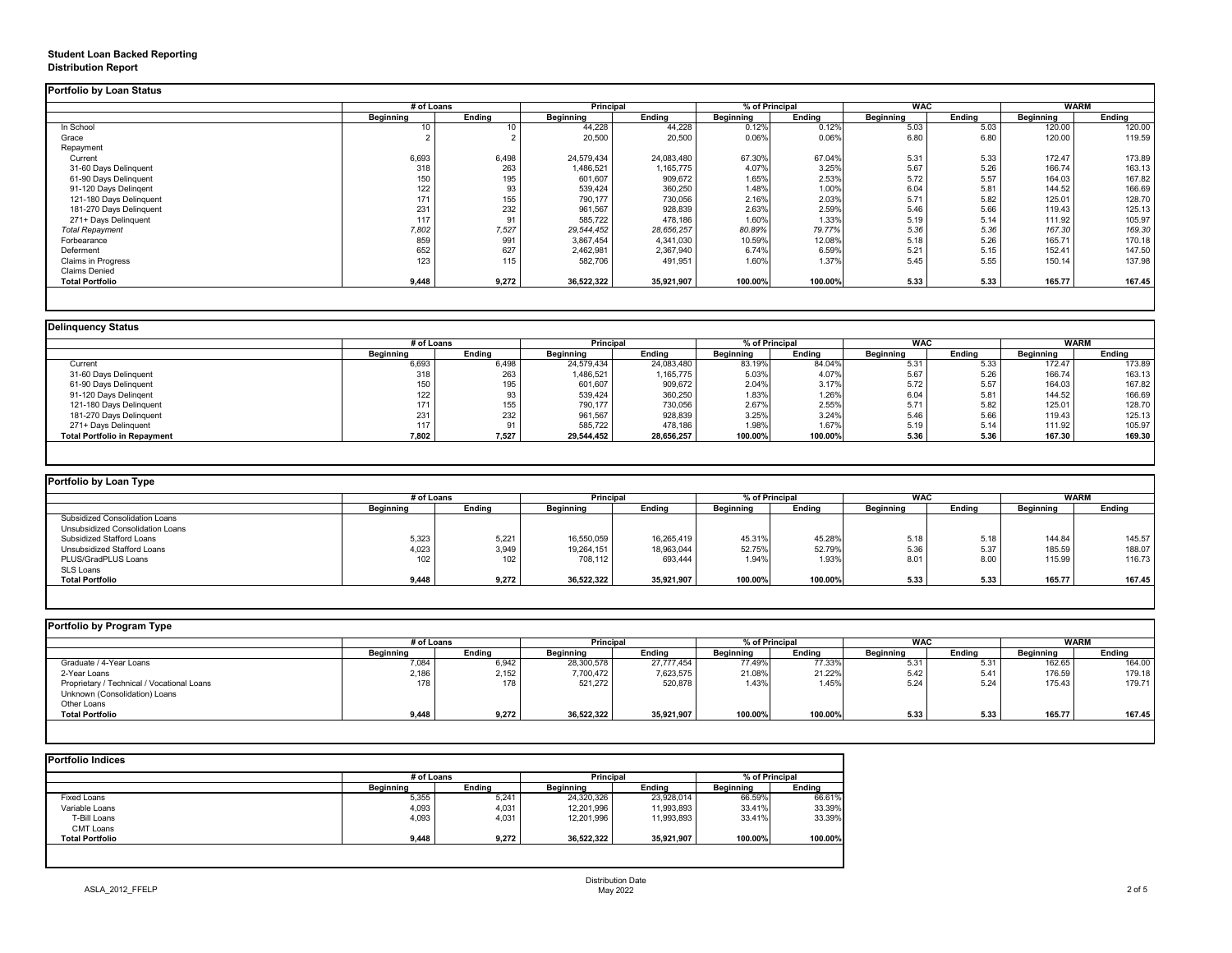# Student Loan Backed Reporting
## Distribution Report

### Portfolio by Loan Status

| | # of Loans | | Principal | | % of Principal | | WAC | | WARM | |
|---|---|---|---|---|---|---|---|---|---|---|
| | Beginning | Ending | Beginning | Ending | Beginning | Ending | Beginning | Ending | Beginning | Ending |
| In School | 10 | 10 | 44,228 | 44,228 | 0.12% | 0.12% | 5.03 | 5.03 | 120.00 | 120.00 |
| Grace | 2 | 2 | 20,500 | 20,500 | 0.06% | 0.06% | 6.80 | 6.80 | 120.00 | 119.59 |
| Repayment | | | | | | | | | | |
| Current | 6,693 | 6,498 | 24,579,434 | 24,083,480 | 67.30% | 67.04% | 5.31 | 5.33 | 172.47 | 173.89 |
| 31-60 Days Delinquent | 318 | 263 | 1,486,521 | 1,165,775 | 4.07% | 3.25% | 5.67 | 5.26 | 166.74 | 163.13 |
| 61-90 Days Delinquent | 150 | 195 | 601,607 | 909,672 | 1.65% | 2.53% | 5.72 | 5.57 | 164.03 | 167.82 |
| 91-120 Days Delingent | 122 | 93 | 539,424 | 360,250 | 1.48% | 1.00% | 6.04 | 5.81 | 144.52 | 166.69 |
| 121-180 Days Delinquent | 171 | 155 | 790,177 | 730,056 | 2.16% | 2.03% | 5.71 | 5.82 | 125.01 | 128.70 |
| 181-270 Days Delinquent | 231 | 232 | 961,567 | 928,839 | 2.63% | 2.59% | 5.46 | 5.66 | 119.43 | 125.13 |
| 271+ Days Delinquent | 117 | 91 | 585,722 | 478,186 | 1.60% | 1.33% | 5.19 | 5.14 | 111.92 | 105.97 |
| *Total Repayment* | *7,802* | *7,527* | *29,544,452* | *28,656,257* | *80.89%* | *79.77%* | *5.36* | *5.36* | *167.30* | *169.30* |
| Forbearance | 859 | 991 | 3,867,454 | 4,341,030 | 10.59% | 12.08% | 5.18 | 5.26 | 165.71 | 170.18 |
| Deferment | 652 | 627 | 2,462,981 | 2,367,940 | 6.74% | 6.59% | 5.21 | 5.15 | 152.41 | 147.50 |
| Claims in Progress | 123 | 115 | 582,706 | 491,951 | 1.60% | 1.37% | 5.45 | 5.55 | 150.14 | 137.98 |
| Claims Denied | | | | | | | | | | |
| **Total Portfolio** | **9,448** | **9,272** | **36,522,322** | **35,921,907** | **100.00%** | **100.00%** | **5.33** | **5.33** | **165.77** | **167.45** |

### Delinquency Status

| | # of Loans | | Principal | | % of Principal | | WAC | | WARM | |
|---|---|---|---|---|---|---|---|---|---|---|
| | Beginning | Ending | Beginning | Ending | Beginning | Ending | Beginning | Ending | Beginning | Ending |
| Current | 6,693 | 6,498 | 24,579,434 | 24,083,480 | 83.19% | 84.04% | 5.31 | 5.33 | 172.47 | 173.89 |
| 31-60 Days Delinquent | 318 | 263 | 1,486,521 | 1,165,775 | 5.03% | 4.07% | 5.67 | 5.26 | 166.74 | 163.13 |
| 61-90 Days Delinquent | 150 | 195 | 601,607 | 909,672 | 2.04% | 3.17% | 5.72 | 5.57 | 164.03 | 167.82 |
| 91-120 Days Delingent | 122 | 93 | 539,424 | 360,250 | 1.83% | 1.26% | 6.04 | 5.81 | 144.52 | 166.69 |
| 121-180 Days Delinquent | 171 | 155 | 790,177 | 730,056 | 2.67% | 2.55% | 5.71 | 5.82 | 125.01 | 128.70 |
| 181-270 Days Delinquent | 231 | 232 | 961,567 | 928,839 | 3.25% | 3.24% | 5.46 | 5.66 | 119.43 | 125.13 |
| 271+ Days Delinquent | 117 | 91 | 585,722 | 478,186 | 1.98% | 1.67% | 5.19 | 5.14 | 111.92 | 105.97 |
| **Total Portfolio in Repayment** | **7,802** | **7,527** | **29,544,452** | **28,656,257** | **100.00%** | **100.00%** | **5.36** | **5.36** | **167.30** | **169.30** |

### Portfolio by Loan Type

| | # of Loans | | Principal | | % of Principal | | WAC | | WARM | |
|---|---|---|---|---|---|---|---|---|---|---|
| | Beginning | Ending | Beginning | Ending | Beginning | Ending | Beginning | Ending | Beginning | Ending |
| Subsidized Consolidation Loans | | | | | | | | | | |
| Unsubsidized Consolidation Loans | | | | | | | | | | |
| Subsidized Stafford Loans | 5,323 | 5,221 | 16,550,059 | 16,265,419 | 45.31% | 45.28% | 5.18 | 5.18 | 144.84 | 145.57 |
| Unsubsidized Stafford Loans | 4,023 | 3,949 | 19,264,151 | 18,963,044 | 52.75% | 52.79% | 5.36 | 5.37 | 185.59 | 188.07 |
| PLUS/GradPLUS Loans | 102 | 102 | 708,112 | 693,444 | 1.94% | 1.93% | 8.01 | 8.00 | 115.99 | 116.73 |
| SLS Loans | | | | | | | | | | |
| **Total Portfolio** | **9,448** | **9,272** | **36,522,322** | **35,921,907** | **100.00%** | **100.00%** | **5.33** | **5.33** | **165.77** | **167.45** |

### Portfolio by Program Type

| | # of Loans | | Principal | | % of Principal | | WAC | | WARM | |
|---|---|---|---|---|---|---|---|---|---|---|
| | Beginning | Ending | Beginning | Ending | Beginning | Ending | Beginning | Ending | Beginning | Ending |
| Graduate / 4-Year Loans | 7,084 | 6,942 | 28,300,578 | 27,777,454 | 77.49% | 77.33% | 5.31 | 5.31 | 162.65 | 164.00 |
| 2-Year Loans | 2,186 | 2,152 | 7,700,472 | 7,623,575 | 21.08% | 21.22% | 5.42 | 5.41 | 176.59 | 179.18 |
| Proprietary / Technical / Vocational Loans | 178 | 178 | 521,272 | 520,878 | 1.43% | 1.45% | 5.24 | 5.24 | 175.43 | 179.71 |
| Unknown (Consolidation) Loans | | | | | | | | | | |
| Other Loans | | | | | | | | | | |
| **Total Portfolio** | **9,448** | **9,272** | **36,522,322** | **35,921,907** | **100.00%** | **100.00%** | **5.33** | **5.33** | **165.77** | **167.45** |

### Portfolio Indices

| | # of Loans | | Principal | | % of Principal | |
|---|---|---|---|---|---|---|
| | Beginning | Ending | Beginning | Ending | Beginning | Ending |
| Fixed Loans | 5,355 | 5,241 | 24,320,326 | 23,928,014 | 66.59% | 66.61% |
| Variable Loans | 4,093 | 4,031 | 12,201,996 | 11,993,893 | 33.41% | 33.39% |
| T-Bill Loans | 4,093 | 4,031 | 12,201,996 | 11,993,893 | 33.41% | 33.39% |
| CMT Loans | | | | | | |
| **Total Portfolio** | **9,448** | **9,272** | **36,522,322** | **35,921,907** | **100.00%** | **100.00%** |

ASLA_2012_FFELP

Distribution Date
May 2022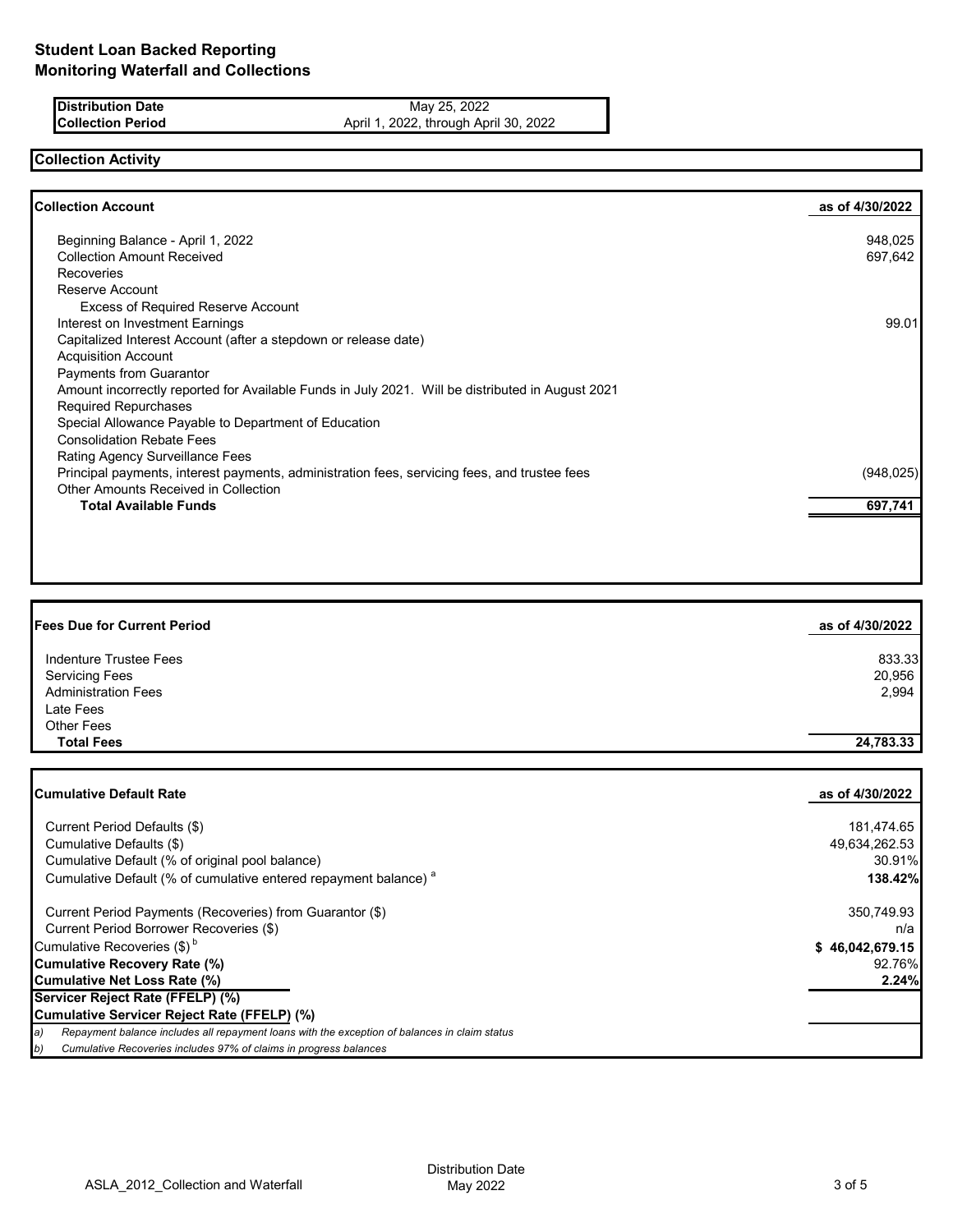# Student Loan Backed Reporting
# Monitoring Waterfall and Collections

| | |
|---|---|
| **Distribution Date** | May 25, 2022 |
| **Collection Period** | April 1, 2022, through April 30, 2022 |

## Collection Activity

| **Collection Account** | **as of 4/30/2022** |
|---|---|
| Beginning Balance - April 1, 2022 | 948,025 |
| Collection Amount Received | 697,642 |
| Recoveries | |
| Reserve Account | |
| Excess of Required Reserve Account | |
| Interest on Investment Earnings | 99.01 |
| Capitalized Interest Account (after a stepdown or release date) | |
| Acquisition Account | |
| Payments from Guarantor | |
| Amount incorrectly reported for Available Funds in July 2021. Will be distributed in August 2021 | |
| Required Repurchases | |
| Special Allowance Payable to Department of Education | |
| Consolidation Rebate Fees | |
| Rating Agency Surveillance Fees | |
| Principal payments, interest payments, administration fees, servicing fees, and trustee fees | (948,025) |
| Other Amounts Received in Collection | |
| **Total Available Funds** | **697,741** |

| **Fees Due for Current Period** | **as of 4/30/2022** |
|---|---|
| Indenture Trustee Fees | 833.33 |
| Servicing Fees | 20,956 |
| Administration Fees | 2,994 |
| Late Fees | |
| Other Fees | |
| **Total Fees** | **24,783.33** |

| **Cumulative Default Rate** | **as of 4/30/2022** |
|---|---|
| Current Period Defaults ($) | 181,474.65 |
| Cumulative Defaults ($) | 49,634,262.53 |
| Cumulative Default (% of original pool balance) | 30.91% |
| Cumulative Default (% of cumulative entered repayment balance) [a] | **138.42%** |
| Current Period Payments (Recoveries) from Guarantor ($) | 350,749.93 |
| Current Period Borrower Recoveries ($) | n/a |
| Cumulative Recoveries ($) [b] | **$ 46,042,679.15** |
| **Cumulative Recovery Rate (%)** | 92.76% |
| **Cumulative Net Loss Rate (%)** | **2.24%** |
| **Servicer Reject Rate (FFELP) (%)** | |
| **Cumulative Servicer Reject Rate (FFELP) (%)** | |

*a) Repayment balance includes all repayment loans with the exception of balances in claim status*

*b) Cumulative Recoveries includes 97% of claims in progress balances*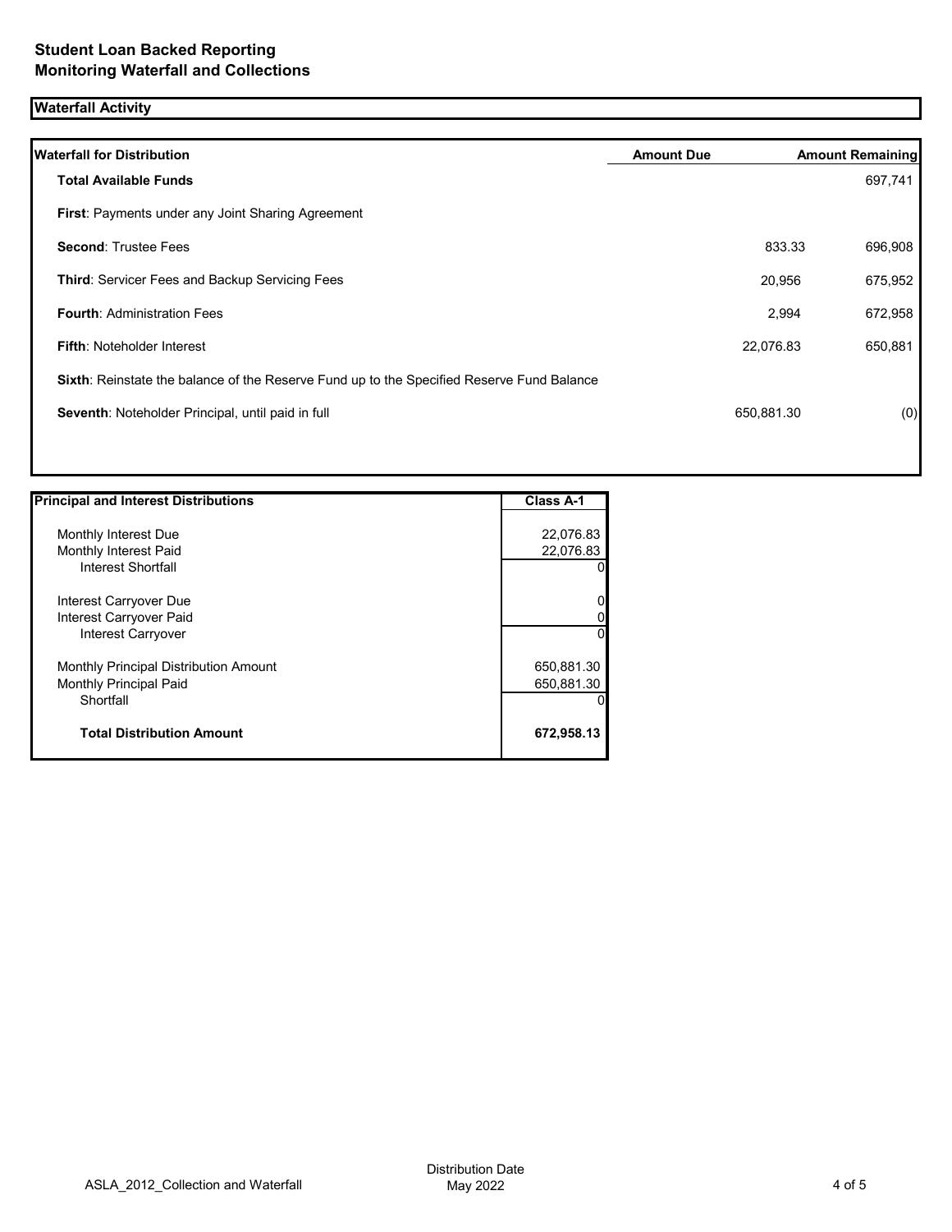## Student Loan Backed Reporting
## Monitoring Waterfall and Collections

### Waterfall Activity

| Waterfall for Distribution | Amount Due | Amount Remaining |
|---|---|---|
| **Total Available Funds** | | 697,741 |
| **First**: Payments under any Joint Sharing Agreement | | |
| **Second**: Trustee Fees | 833.33 | 696,908 |
| **Third**: Servicer Fees and Backup Servicing Fees | 20,956 | 675,952 |
| **Fourth**: Administration Fees | 2,994 | 672,958 |
| **Fifth**: Noteholder Interest | 22,076.83 | 650,881 |
| **Sixth**: Reinstate the balance of the Reserve Fund up to the Specified Reserve Fund Balance | | |
| **Seventh**: Noteholder Principal, until paid in full | 650,881.30 | (0) |

| Principal and Interest Distributions | Class A-1 |
|---|---|
| Monthly Interest Due | 22,076.83 |
| Monthly Interest Paid | 22,076.83 |
| Interest Shortfall | 0 |
| Interest Carryover Due | 0 |
| Interest Carryover Paid | 0 |
| Interest Carryover | 0 |
| Monthly Principal Distribution Amount | 650,881.30 |
| Monthly Principal Paid | 650,881.30 |
| Shortfall | 0 |
| **Total Distribution Amount** | **672,958.13** |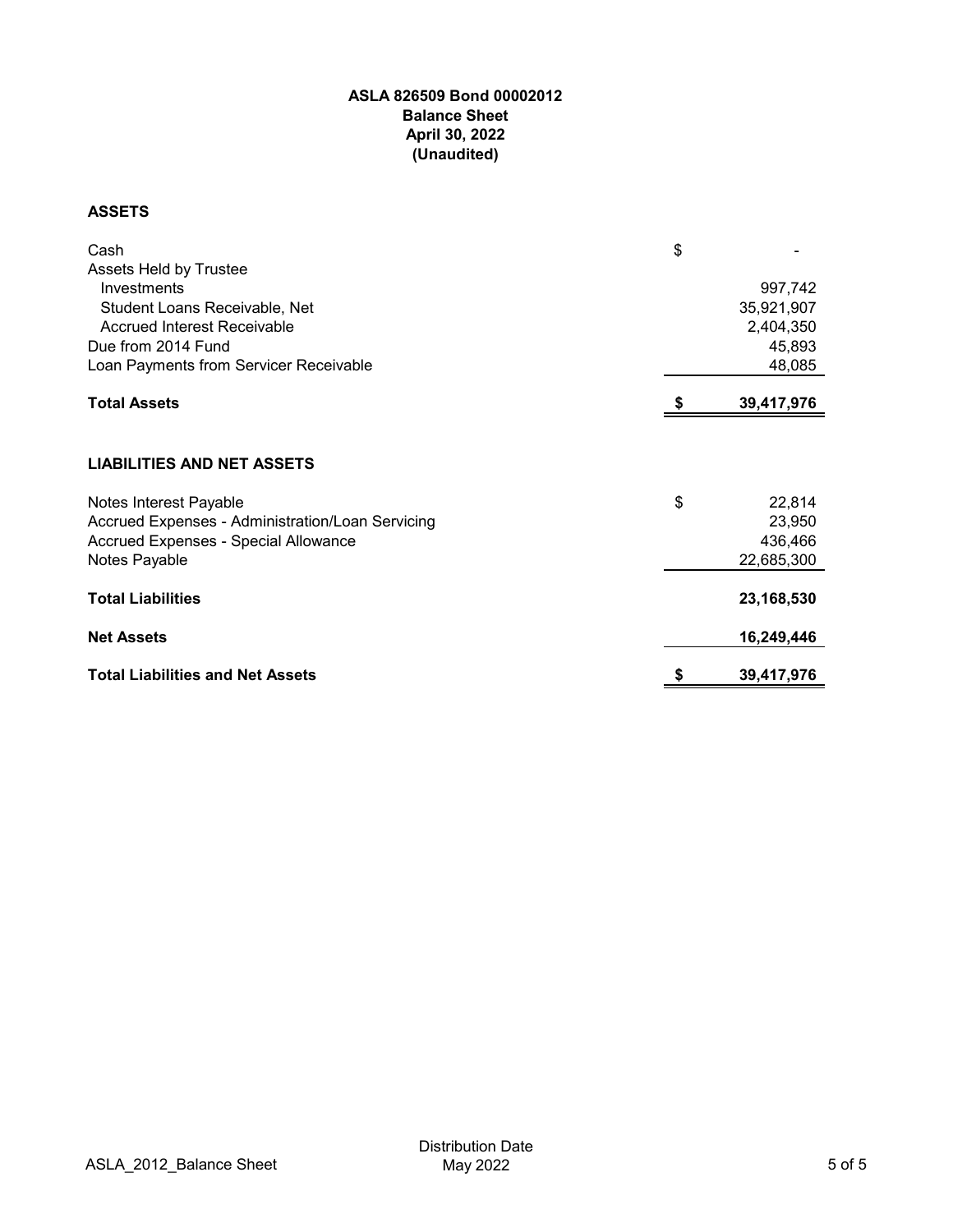**ASLA 826509 Bond 00002012**
**Balance Sheet**
**April 30, 2022**
**(Unaudited)**

**ASSETS**

| | | |
|---|---|---|
| Cash | $ | - |
| Assets Held by Trustee | | |
| Investments | | 997,742 |
| Student Loans Receivable, Net | | 35,921,907 |
| Accrued Interest Receivable | | 2,404,350 |
| Due from 2014 Fund | | 45,893 |
| Loan Payments from Servicer Receivable | | 48,085 |
| **Total Assets** | **$** | **39,417,976** |

**LIABILITIES AND NET ASSETS**

| | | |
|---|---|---|
| Notes Interest Payable | $ | 22,814 |
| Accrued Expenses - Administration/Loan Servicing | | 23,950 |
| Accrued Expenses - Special Allowance | | 436,466 |
| Notes Payable | | 22,685,300 |
| **Total Liabilities** | | **23,168,530** |
| **Net Assets** | | **16,249,446** |
| **Total Liabilities and Net Assets** | **$** | **39,417,976** |

ASLA_2012_Balance Sheet

Distribution Date
May 2022